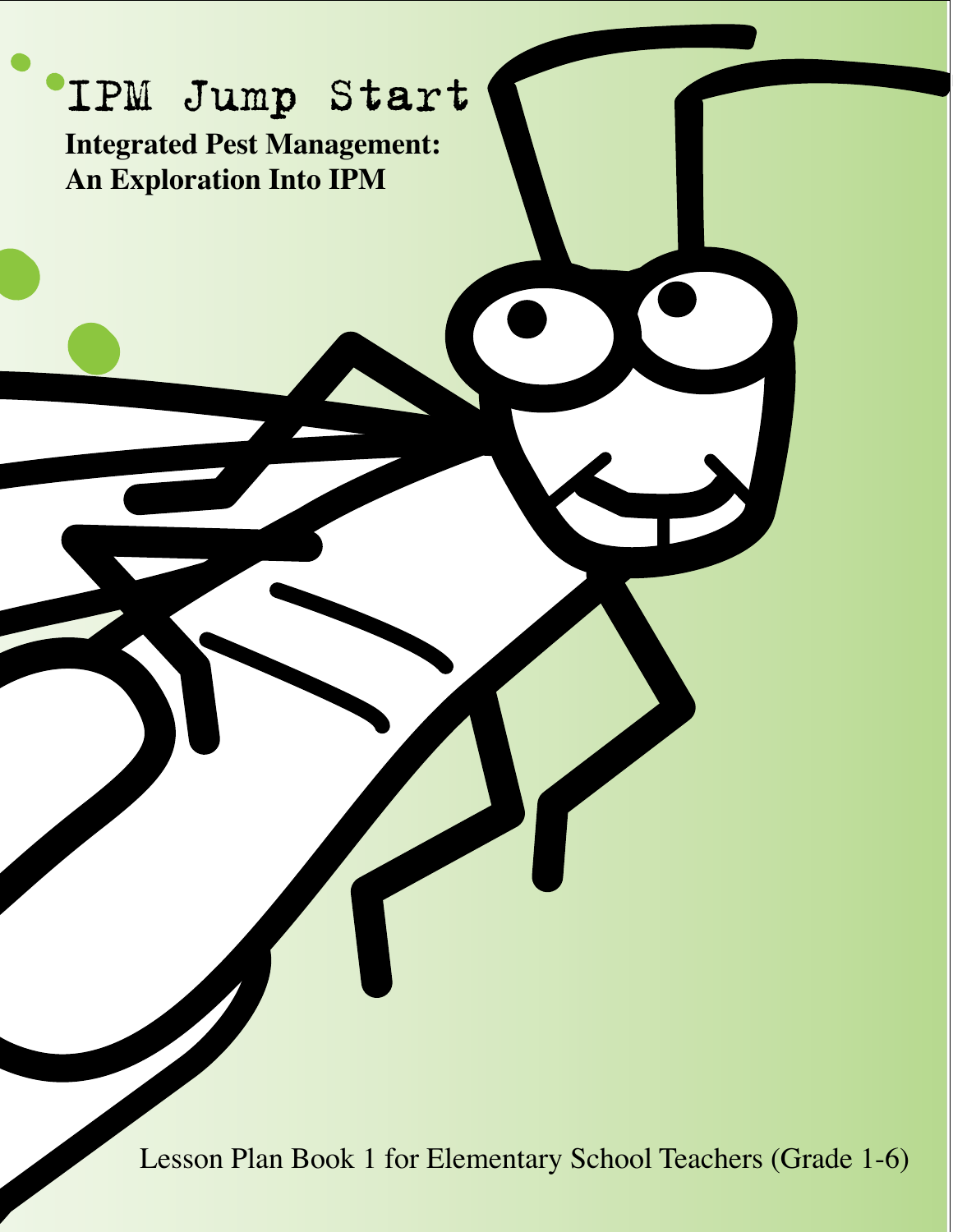# IPM Jump Start

**Integrated Pest Management:**
**An Exploration Into IPM**

Lesson Plan Book 1 for Elementary School Teachers (Grade 1-6)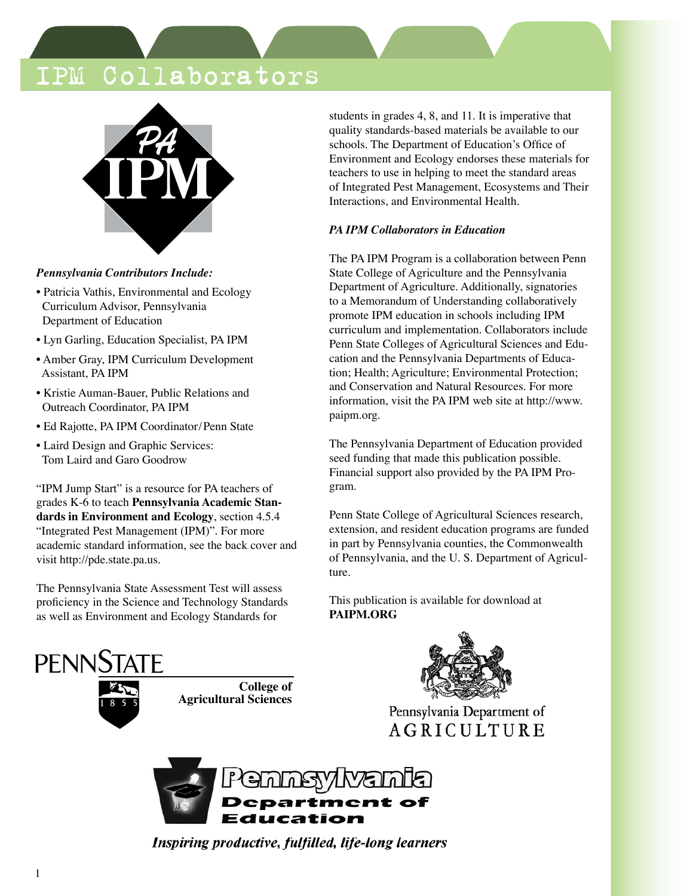# IPM Collaborators

PA IPM

*Pennsylvania Contributors Include:*

- Patricia Vathis, Environmental and Ecology Curriculum Advisor, Pennsylvania Department of Education
- Lyn Garling, Education Specialist, PA IPM
- Amber Gray, IPM Curriculum Development Assistant, PA IPM
- Kristie Auman-Bauer, Public Relations and Outreach Coordinator, PA IPM
- Ed Rajotte, PA IPM Coordinator/Penn State
- Laird Design and Graphic Services: Tom Laird and Garo Goodrow

"IPM Jump Start" is a resource for PA teachers of grades K-6 to teach **Pennsylvania Academic Standards in Environment and Ecology**, section 4.5.4 "Integrated Pest Management (IPM)". For more academic standard information, see the back cover and visit http://pde.state.pa.us.

The Pennsylvania State Assessment Test will assess proficiency in the Science and Technology Standards as well as Environment and Ecology Standards for students in grades 4, 8, and 11. It is imperative that quality standards-based materials be available to our schools. The Department of Education's Office of Environment and Ecology endorses these materials for teachers to use in helping to meet the standard areas of Integrated Pest Management, Ecosystems and Their Interactions, and Environmental Health.

***PA IPM Collaborators in Education***

The PA IPM Program is a collaboration between Penn State College of Agriculture and the Pennsylvania Department of Agriculture. Additionally, signatories to a Memorandum of Understanding collaboratively promote IPM education in schools including IPM curriculum and implementation. Collaborators include Penn State Colleges of Agricultural Sciences and Education and the Pennsylvania Departments of Education; Health; Agriculture; Environmental Protection; and Conservation and Natural Resources. For more information, visit the PA IPM web site at http://www.paipm.org.

The Pennsylvania Department of Education provided seed funding that made this publication possible. Financial support also provided by the PA IPM Program.

Penn State College of Agricultural Sciences research, extension, and resident education programs are funded in part by Pennsylvania counties, the Commonwealth of Pennsylvania, and the U. S. Department of Agriculture.

This publication is available for download at **PAIPM.ORG**

PENNSTATE 1855 College of Agricultural Sciences

Pennsylvania Department of AGRICULTURE

Pennsylvania Department of Education

*Inspiring productive, fulfilled, life-long learners*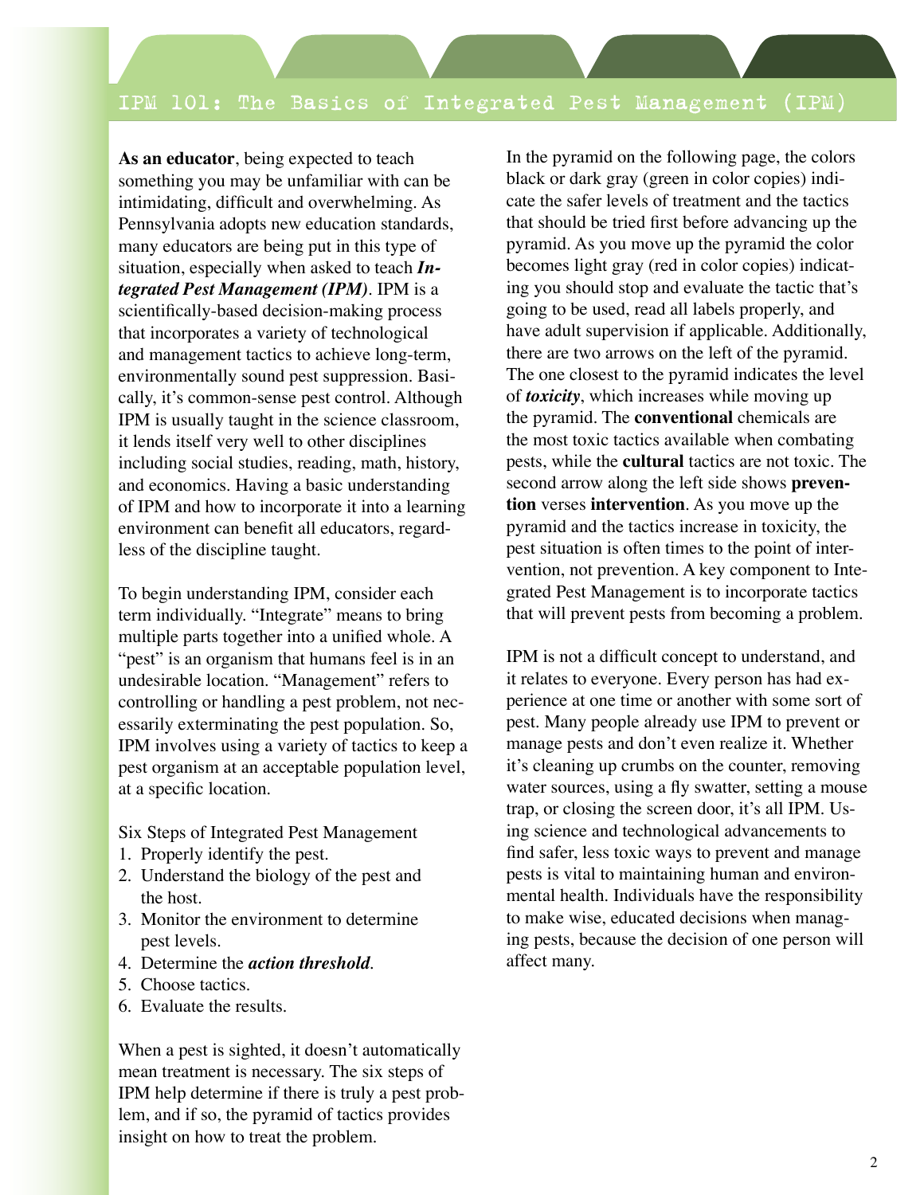# IPM 101: The Basics of Integrated Pest Management (IPM)

**As an educator**, being expected to teach something you may be unfamiliar with can be intimidating, difficult and overwhelming. As Pennsylvania adopts new education standards, many educators are being put in this type of situation, especially when asked to teach ***Integrated Pest Management (IPM)***. IPM is a scientifically-based decision-making process that incorporates a variety of technological and management tactics to achieve long-term, environmentally sound pest suppression. Basically, it's common-sense pest control. Although IPM is usually taught in the science classroom, it lends itself very well to other disciplines including social studies, reading, math, history, and economics. Having a basic understanding of IPM and how to incorporate it into a learning environment can benefit all educators, regardless of the discipline taught.

To begin understanding IPM, consider each term individually. "Integrate" means to bring multiple parts together into a unified whole. A "pest" is an organism that humans feel is in an undesirable location. "Management" refers to controlling or handling a pest problem, not necessarily exterminating the pest population. So, IPM involves using a variety of tactics to keep a pest organism at an acceptable population level, at a specific location.

Six Steps of Integrated Pest Management

1. Properly identify the pest.
2. Understand the biology of the pest and the host.
3. Monitor the environment to determine pest levels.
4. Determine the ***action threshold***.
5. Choose tactics.
6. Evaluate the results.

When a pest is sighted, it doesn't automatically mean treatment is necessary. The six steps of IPM help determine if there is truly a pest problem, and if so, the pyramid of tactics provides insight on how to treat the problem.

In the pyramid on the following page, the colors black or dark gray (green in color copies) indicate the safer levels of treatment and the tactics that should be tried first before advancing up the pyramid. As you move up the pyramid the color becomes light gray (red in color copies) indicating you should stop and evaluate the tactic that's going to be used, read all labels properly, and have adult supervision if applicable. Additionally, there are two arrows on the left of the pyramid. The one closest to the pyramid indicates the level of ***toxicity***, which increases while moving up the pyramid. The **conventional** chemicals are the most toxic tactics available when combating pests, while the **cultural** tactics are not toxic. The second arrow along the left side shows **prevention** verses **intervention**. As you move up the pyramid and the tactics increase in toxicity, the pest situation is often times to the point of intervention, not prevention. A key component to Integrated Pest Management is to incorporate tactics that will prevent pests from becoming a problem.

IPM is not a difficult concept to understand, and it relates to everyone. Every person has had experience at one time or another with some sort of pest. Many people already use IPM to prevent or manage pests and don't even realize it. Whether it's cleaning up crumbs on the counter, removing water sources, using a fly swatter, setting a mouse trap, or closing the screen door, it's all IPM. Using science and technological advancements to find safer, less toxic ways to prevent and manage pests is vital to maintaining human and environmental health. Individuals have the responsibility to make wise, educated decisions when managing pests, because the decision of one person will affect many.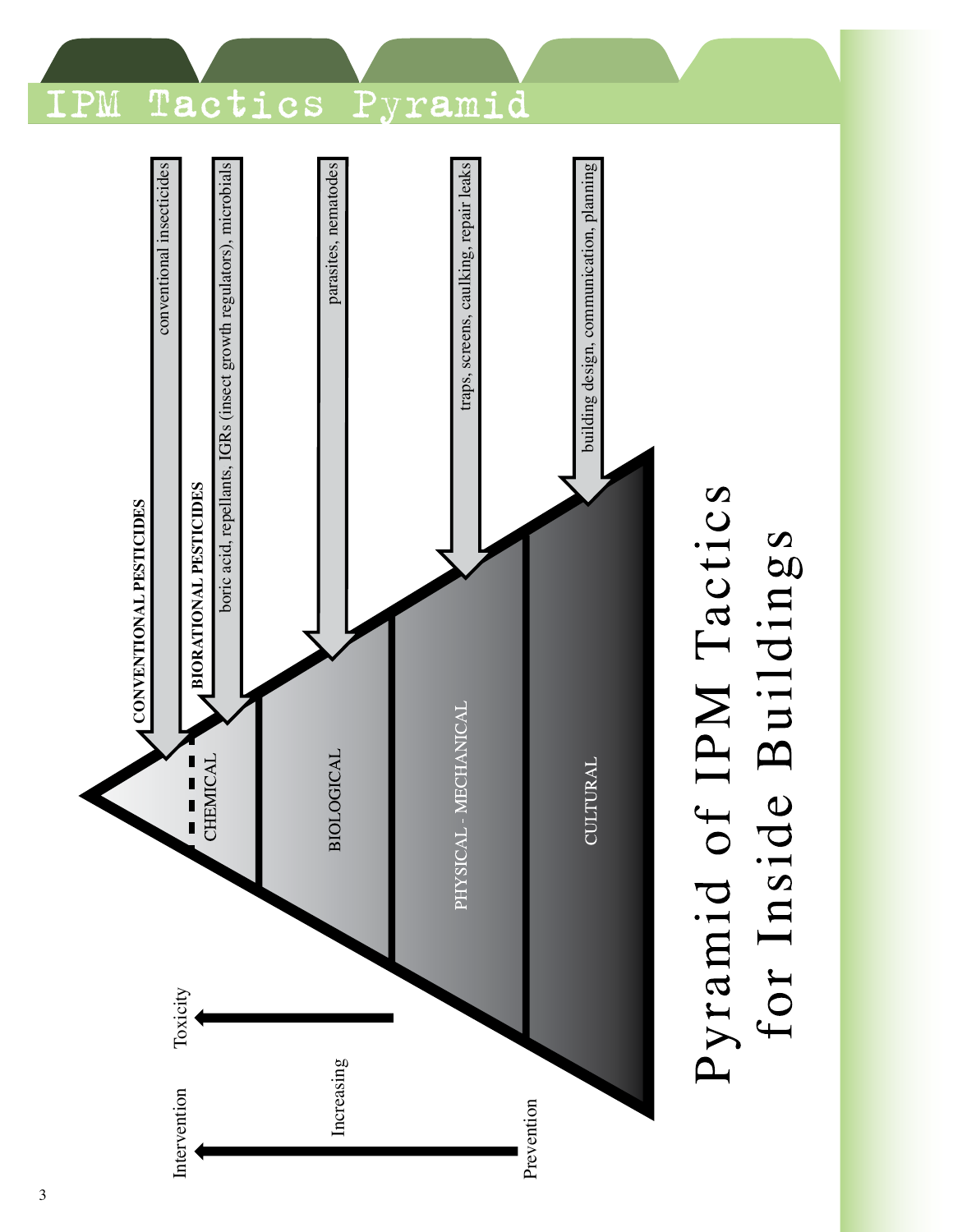# IPM Tactics Pyramid

## Pyramid of IPM Tactics for Inside Buildings

**CONVENTIONAL PESTICIDES**

- conventional insecticides

**BIORATIONAL PESTICIDES**

- boric acid, repellants, IGRs (insect growth regulators), microbials

CHEMICAL

BIOLOGICAL

- parasites, nematodes

PHYSICAL - MECHANICAL

- traps, screens, caulking, repair leaks

CULTURAL

- building design, communication, planning

Prevention → Intervention (Increasing Toxicity)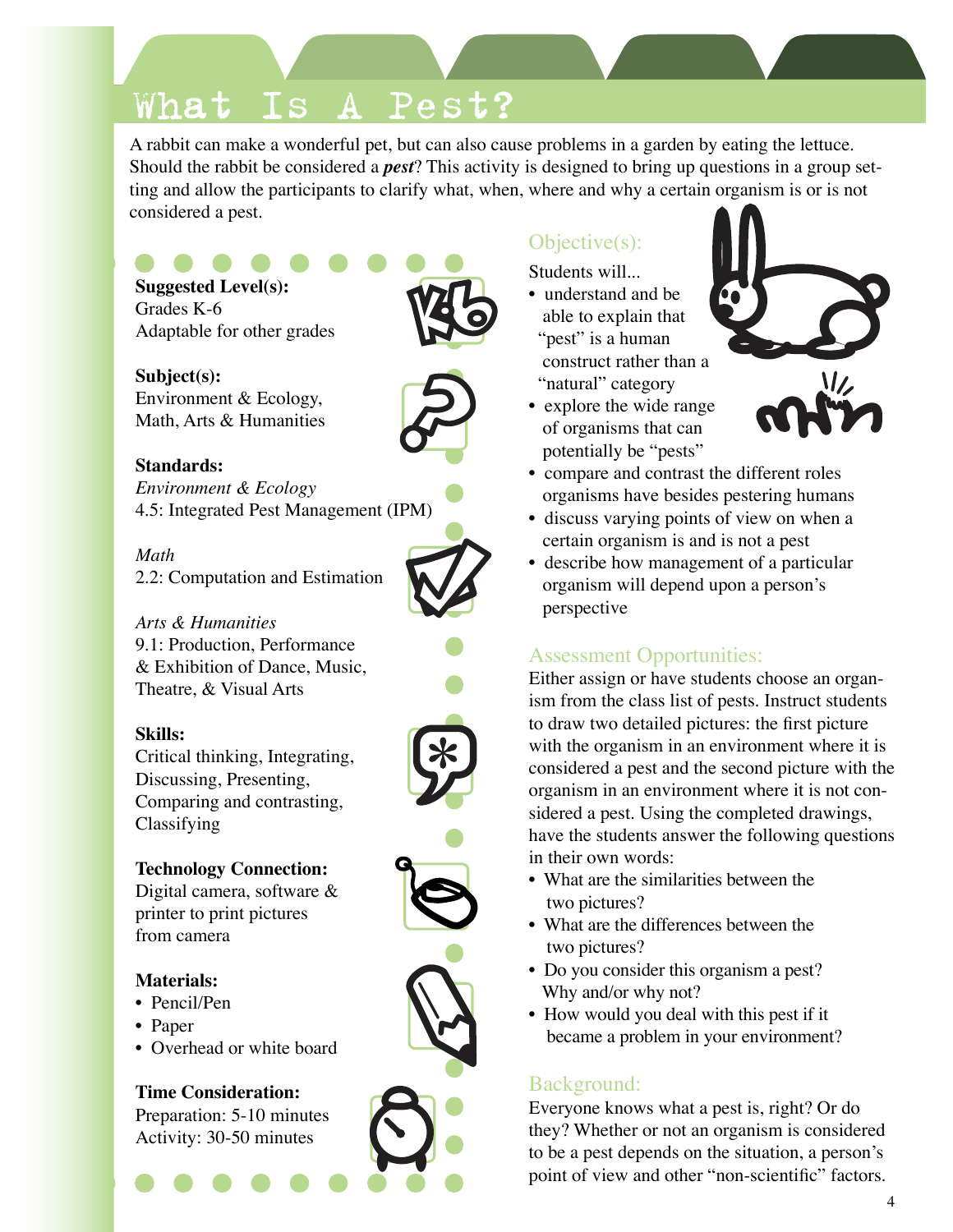# What Is A Pest?

A rabbit can make a wonderful pet, but can also cause problems in a garden by eating the lettuce. Should the rabbit be considered a ***pest***? This activity is designed to bring up questions in a group setting and allow the participants to clarify what, when, where and why a certain organism is or is not considered a pest.

**Suggested Level(s):**
Grades K-6
Adaptable for other grades

**Subject(s):**
Environment & Ecology,
Math, Arts & Humanities

**Standards:**
*Environment & Ecology*
4.5: Integrated Pest Management (IPM)

*Math*
2.2: Computation and Estimation

*Arts & Humanities*
9.1: Production, Performance & Exhibition of Dance, Music, Theatre, & Visual Arts

**Skills:**
Critical thinking, Integrating, Discussing, Presenting, Comparing and contrasting, Classifying

**Technology Connection:**
Digital camera, software & printer to print pictures from camera

**Materials:**
- Pencil/Pen
- Paper
- Overhead or white board

**Time Consideration:**
Preparation: 5-10 minutes
Activity: 30-50 minutes

## Objective(s):

Students will...

- understand and be able to explain that "pest" is a human construct rather than a "natural" category
- explore the wide range of organisms that can potentially be "pests"
- compare and contrast the different roles organisms have besides pestering humans
- discuss varying points of view on when a certain organism is and is not a pest
- describe how management of a particular organism will depend upon a person's perspective

## Assessment Opportunities:

Either assign or have students choose an organism from the class list of pests. Instruct students to draw two detailed pictures: the first picture with the organism in an environment where it is considered a pest and the second picture with the organism in an environment where it is not considered a pest. Using the completed drawings, have the students answer the following questions in their own words:

- What are the similarities between the two pictures?
- What are the differences between the two pictures?
- Do you consider this organism a pest? Why and/or why not?
- How would you deal with this pest if it became a problem in your environment?

## Background:

Everyone knows what a pest is, right? Or do they? Whether or not an organism is considered to be a pest depends on the situation, a person's point of view and other "non-scientific" factors.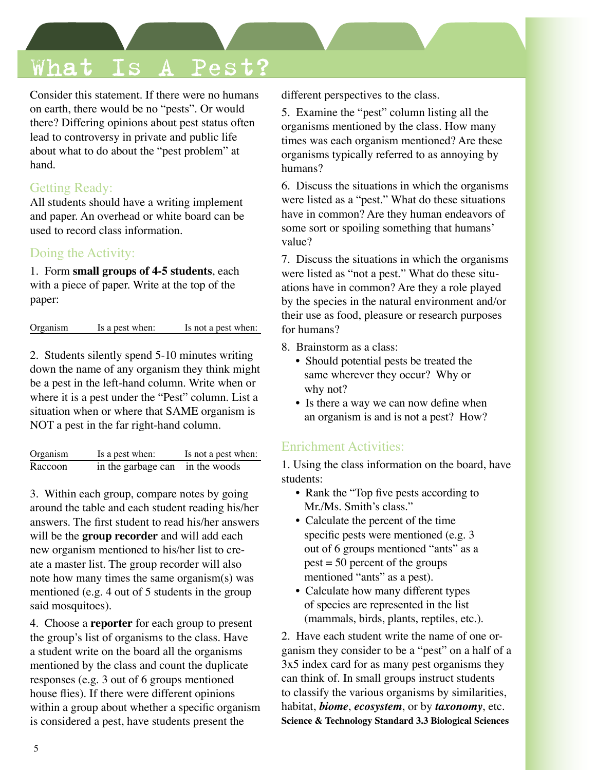# What Is A Pest?

Consider this statement. If there were no humans on earth, there would be no "pests". Or would there? Differing opinions about pest status often lead to controversy in private and public life about what to do about the "pest problem" at hand.

## Getting Ready:

All students should have a writing implement and paper. An overhead or white board can be used to record class information.

## Doing the Activity:

1. Form **small groups of 4-5 students**, each with a piece of paper. Write at the top of the paper:

| Organism | Is a pest when: | Is not a pest when: |
|---|---|---|

2. Students silently spend 5-10 minutes writing down the name of any organism they think might be a pest in the left-hand column. Write when or where it is a pest under the "Pest" column. List a situation when or where that SAME organism is NOT a pest in the far right-hand column.

| Organism | Is a pest when: | Is not a pest when: |
|---|---|---|
| Raccoon | in the garbage can | in the woods |

3. Within each group, compare notes by going around the table and each student reading his/her answers. The first student to read his/her answers will be the **group recorder** and will add each new organism mentioned to his/her list to create a master list. The group recorder will also note how many times the same organism(s) was mentioned (e.g. 4 out of 5 students in the group said mosquitoes).

4. Choose a **reporter** for each group to present the group's list of organisms to the class. Have a student write on the board all the organisms mentioned by the class and count the duplicate responses (e.g. 3 out of 6 groups mentioned house flies). If there were different opinions within a group about whether a specific organism is considered a pest, have students present the different perspectives to the class.

5. Examine the "pest" column listing all the organisms mentioned by the class. How many times was each organism mentioned? Are these organisms typically referred to as annoying by humans?

6. Discuss the situations in which the organisms were listed as a "pest." What do these situations have in common? Are they human endeavors of some sort or spoiling something that humans' value?

7. Discuss the situations in which the organisms were listed as "not a pest." What do these situations have in common? Are they a role played by the species in the natural environment and/or their use as food, pleasure or research purposes for humans?

8. Brainstorm as a class:
   - Should potential pests be treated the same wherever they occur? Why or why not?
   - Is there a way we can now define when an organism is and is not a pest? How?

## Enrichment Activities:

1. Using the class information on the board, have students:
   - Rank the "Top five pests according to Mr./Ms. Smith's class."
   - Calculate the percent of the time specific pests were mentioned (e.g. 3 out of 6 groups mentioned "ants" as a pest = 50 percent of the groups mentioned "ants" as a pest).
   - Calculate how many different types of species are represented in the list (mammals, birds, plants, reptiles, etc.).

2. Have each student write the name of one organism they consider to be a "pest" on a half of a 3x5 index card for as many pest organisms they can think of. In small groups instruct students to classify the various organisms by similarities, habitat, ***biome***, ***ecosystem***, or by ***taxonomy***, etc.

**Science & Technology Standard 3.3 Biological Sciences**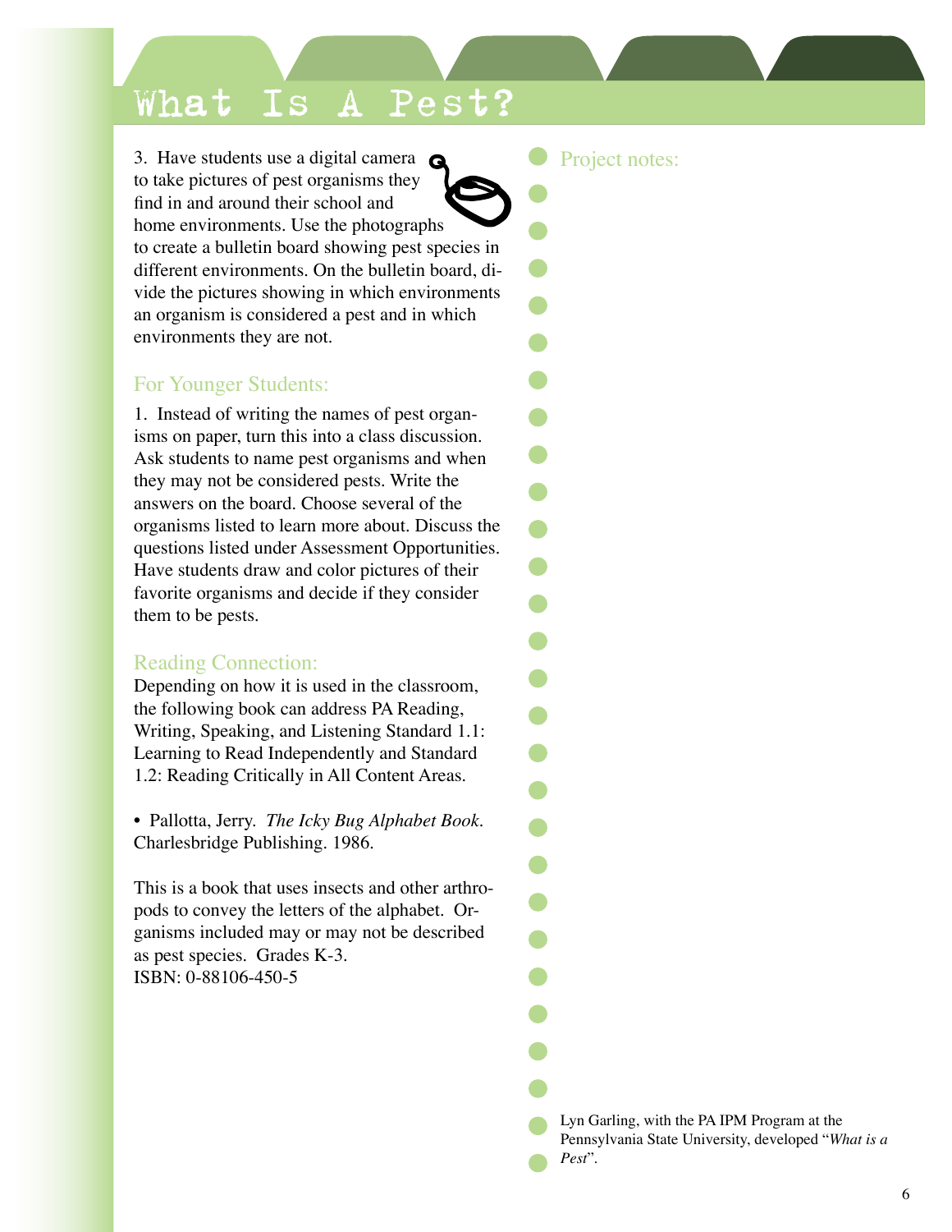# What Is A Pest?

3. Have students use a digital camera to take pictures of pest organisms they find in and around their school and home environments. Use the photographs to create a bulletin board showing pest species in different environments. On the bulletin board, divide the pictures showing in which environments an organism is considered a pest and in which environments they are not.

## For Younger Students:

1. Instead of writing the names of pest organisms on paper, turn this into a class discussion. Ask students to name pest organisms and when they may not be considered pests. Write the answers on the board. Choose several of the organisms listed to learn more about. Discuss the questions listed under Assessment Opportunities. Have students draw and color pictures of their favorite organisms and decide if they consider them to be pests.

## Reading Connection:

Depending on how it is used in the classroom, the following book can address PA Reading, Writing, Speaking, and Listening Standard 1.1: Learning to Read Independently and Standard 1.2: Reading Critically in All Content Areas.

- Pallotta, Jerry. *The Icky Bug Alphabet Book*. Charlesbridge Publishing. 1986.

This is a book that uses insects and other arthropods to convey the letters of the alphabet. Organisms included may or may not be described as pest species. Grades K-3.
ISBN: 0-88106-450-5

Project notes:

Lyn Garling, with the PA IPM Program at the Pennsylvania State University, developed "*What is a Pest*".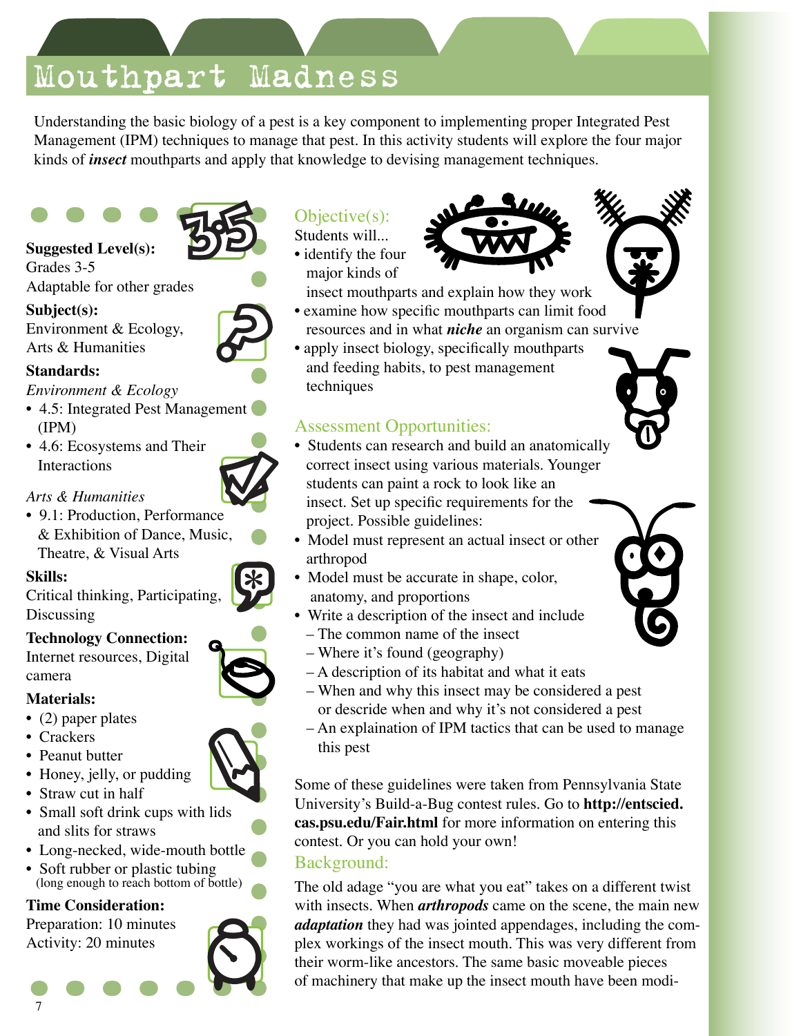# Mouthpart Madness

Understanding the basic biology of a pest is a key component to implementing proper Integrated Pest Management (IPM) techniques to manage that pest. In this activity students will explore the four major kinds of ***insect*** mouthparts and apply that knowledge to devising management techniques.

**Suggested Level(s):**
Grades 3-5
Adaptable for other grades

**Subject(s):**
Environment & Ecology,
Arts & Humanities

**Standards:**
*Environment & Ecology*
- 4.5: Integrated Pest Management (IPM)
- 4.6: Ecosystems and Their Interactions

*Arts & Humanities*
- 9.1: Production, Performance & Exhibition of Dance, Music, Theatre, & Visual Arts

**Skills:**
Critical thinking, Participating, Discussing

**Technology Connection:**
Internet resources, Digital camera

**Materials:**
- (2) paper plates
- Crackers
- Peanut butter
- Honey, jelly, or pudding
- Straw cut in half
- Small soft drink cups with lids and slits for straws
- Long-necked, wide-mouth bottle
- Soft rubber or plastic tubing (long enough to reach bottom of bottle)

**Time Consideration:**
Preparation: 10 minutes
Activity: 20 minutes

## Objective(s):

Students will...
- identify the four major kinds of insect mouthparts and explain how they work
- examine how specific mouthparts can limit food resources and in what ***niche*** an organism can survive
- apply insect biology, specifically mouthparts and feeding habits, to pest management techniques

## Assessment Opportunities:

- Students can research and build an anatomically correct insect using various materials. Younger students can paint a rock to look like an insect. Set up specific requirements for the project. Possible guidelines:
- Model must represent an actual insect or other arthropod
- Model must be accurate in shape, color, anatomy, and proportions
- Write a description of the insect and include
  - The common name of the insect
  - Where it's found (geography)
  - A description of its habitat and what it eats
  - When and why this insect may be considered a pest or descride when and why it's not considered a pest
  - An explaination of IPM tactics that can be used to manage this pest

Some of these guidelines were taken from Pennsylvania State University's Build-a-Bug contest rules. Go to **http://entscied.cas.psu.edu/Fair.html** for more information on entering this contest. Or you can hold your own!

## Background:

The old adage "you are what you eat" takes on a different twist with insects. When ***arthropods*** came on the scene, the main new ***adaptation*** they had was jointed appendages, including the complex workings of the insect mouth. This was very different from their worm-like ancestors. The same basic moveable pieces of machinery that make up the insect mouth have been modi-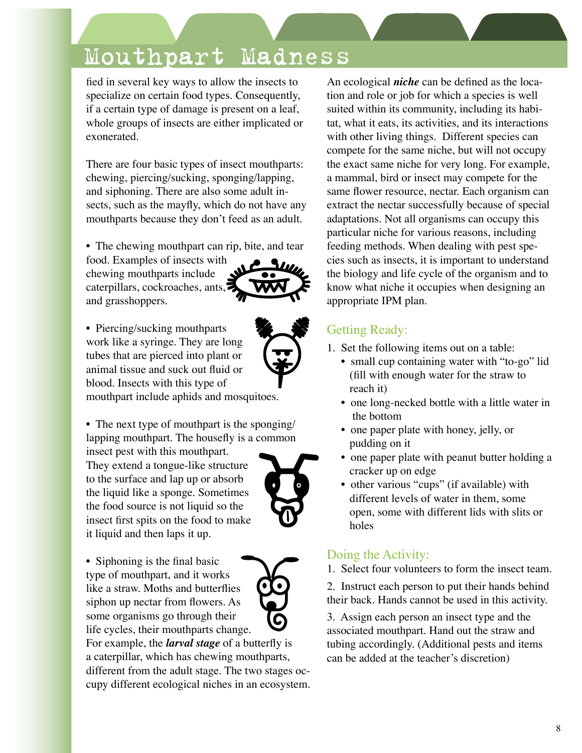# Mouthpart Madness

fied in several key ways to allow the insects to specialize on certain food types. Consequently, if a certain type of damage is present on a leaf, whole groups of insects are either implicated or exonerated.

There are four basic types of insect mouthparts: chewing, piercing/sucking, sponging/lapping, and siphoning. There are also some adult insects, such as the mayfly, which do not have any mouthparts because they don't feed as an adult.

- The chewing mouthpart can rip, bite, and tear food. Examples of insects with chewing mouthparts include caterpillars, cockroaches, ants, and grasshoppers.

- Piercing/sucking mouthparts work like a syringe. They are long tubes that are pierced into plant or animal tissue and suck out fluid or blood. Insects with this type of mouthpart include aphids and mosquitoes.

- The next type of mouthpart is the sponging/lapping mouthpart. The housefly is a common insect pest with this mouthpart. They extend a tongue-like structure to the surface and lap up or absorb the liquid like a sponge. Sometimes the food source is not liquid so the insect first spits on the food to make it liquid and then laps it up.

- Siphoning is the final basic type of mouthpart, and it works like a straw. Moths and butterflies siphon up nectar from flowers. As some organisms go through their life cycles, their mouthparts change. For example, the ***larval stage*** of a butterfly is a caterpillar, which has chewing mouthparts, different from the adult stage. The two stages occupy different ecological niches in an ecosystem.

An ecological ***niche*** can be defined as the location and role or job for which a species is well suited within its community, including its habitat, what it eats, its activities, and its interactions with other living things. Different species can compete for the same niche, but will not occupy the exact same niche for very long. For example, a mammal, bird or insect may compete for the same flower resource, nectar. Each organism can extract the nectar successfully because of special adaptations. Not all organisms can occupy this particular niche for various reasons, including feeding methods. When dealing with pest species such as insects, it is important to understand the biology and life cycle of the organism and to know what niche it occupies when designing an appropriate IPM plan.

## Getting Ready:

1. Set the following items out on a table:
   - small cup containing water with "to-go" lid (fill with enough water for the straw to reach it)
   - one long-necked bottle with a little water in the bottom
   - one paper plate with honey, jelly, or pudding on it
   - one paper plate with peanut butter holding a cracker up on edge
   - other various "cups" (if available) with different levels of water in them, some open, some with different lids with slits or holes

## Doing the Activity:

1. Select four volunteers to form the insect team.
2. Instruct each person to put their hands behind their back. Hands cannot be used in this activity.
3. Assign each person an insect type and the associated mouthpart. Hand out the straw and tubing accordingly. (Additional pests and items can be added at the teacher's discretion)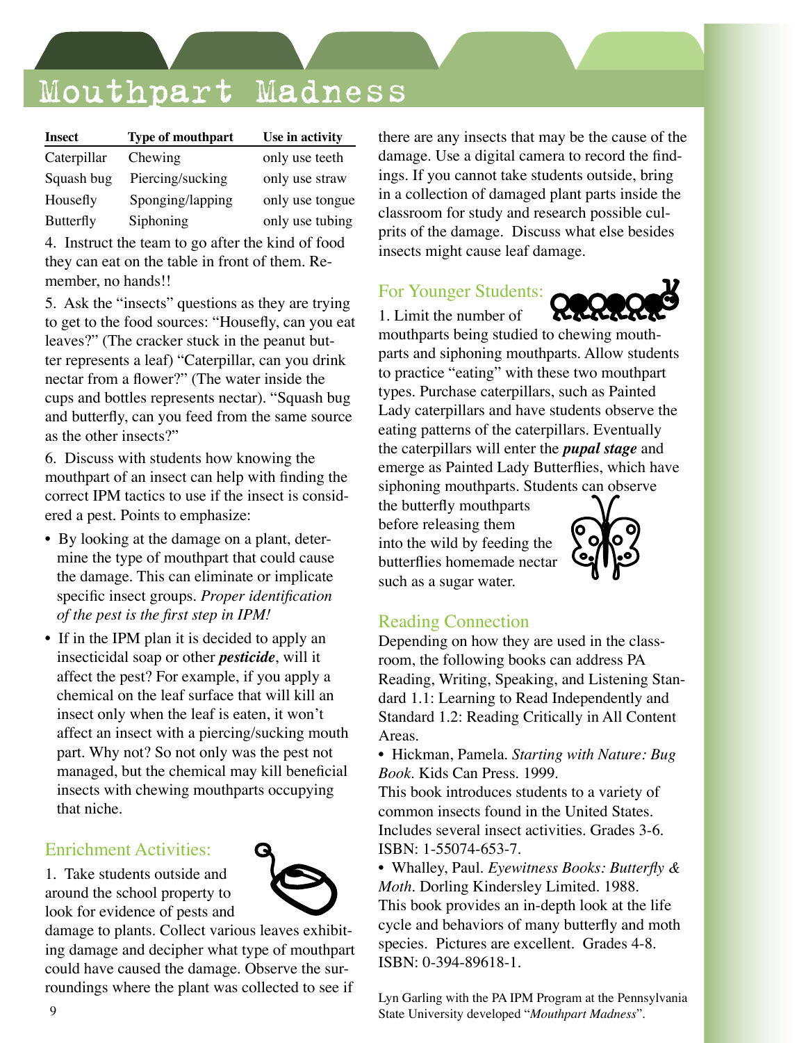# Mouthpart Madness

| Insect | Type of mouthpart | Use in activity |
|---|---|---|
| Caterpillar | Chewing | only use teeth |
| Squash bug | Piercing/sucking | only use straw |
| Housefly | Sponging/lapping | only use tongue |
| Butterfly | Siphoning | only use tubing |

4. Instruct the team to go after the kind of food they can eat on the table in front of them. Remember, no hands!!

5. Ask the "insects" questions as they are trying to get to the food sources: "Housefly, can you eat leaves?" (The cracker stuck in the peanut butter represents a leaf) "Caterpillar, can you drink nectar from a flower?" (The water inside the cups and bottles represents nectar). "Squash bug and butterfly, can you feed from the same source as the other insects?"

6. Discuss with students how knowing the mouthpart of an insect can help with finding the correct IPM tactics to use if the insect is considered a pest. Points to emphasize:

- By looking at the damage on a plant, determine the type of mouthpart that could cause the damage. This can eliminate or implicate specific insect groups. *Proper identification of the pest is the first step in IPM!*
- If in the IPM plan it is decided to apply an insecticidal soap or other ***pesticide***, will it affect the pest? For example, if you apply a chemical on the leaf surface that will kill an insect only when the leaf is eaten, it won't affect an insect with a piercing/sucking mouth part. Why not? So not only was the pest not managed, but the chemical may kill beneficial insects with chewing mouthparts occupying that niche.

## Enrichment Activities:

1. Take students outside and around the school property to look for evidence of pests and damage to plants. Collect various leaves exhibiting damage and decipher what type of mouthpart could have caused the damage. Observe the surroundings where the plant was collected to see if there are any insects that may be the cause of the damage. Use a digital camera to record the findings. If you cannot take students outside, bring in a collection of damaged plant parts inside the classroom for study and research possible culprits of the damage. Discuss what else besides insects might cause leaf damage.

## For Younger Students:

1. Limit the number of mouthparts being studied to chewing mouthparts and siphoning mouthparts. Allow students to practice "eating" with these two mouthpart types. Purchase caterpillars, such as Painted Lady caterpillars and have students observe the eating patterns of the caterpillars. Eventually the caterpillars will enter the ***pupal stage*** and emerge as Painted Lady Butterflies, which have siphoning mouthparts. Students can observe the butterfly mouthparts before releasing them into the wild by feeding the butterflies homemade nectar such as a sugar water.

## Reading Connection

Depending on how they are used in the classroom, the following books can address PA Reading, Writing, Speaking, and Listening Standard 1.1: Learning to Read Independently and Standard 1.2: Reading Critically in All Content Areas.

- Hickman, Pamela. *Starting with Nature: Bug Book*. Kids Can Press. 1999.
This book introduces students to a variety of common insects found in the United States. Includes several insect activities. Grades 3-6. ISBN: 1-55074-653-7.
- Whalley, Paul. *Eyewitness Books: Butterfly & Moth*. Dorling Kindersley Limited. 1988.
This book provides an in-depth look at the life cycle and behaviors of many butterfly and moth species. Pictures are excellent. Grades 4-8. ISBN: 0-394-89618-1.

Lyn Garling with the PA IPM Program at the Pennsylvania State University developed "*Mouthpart Madness*".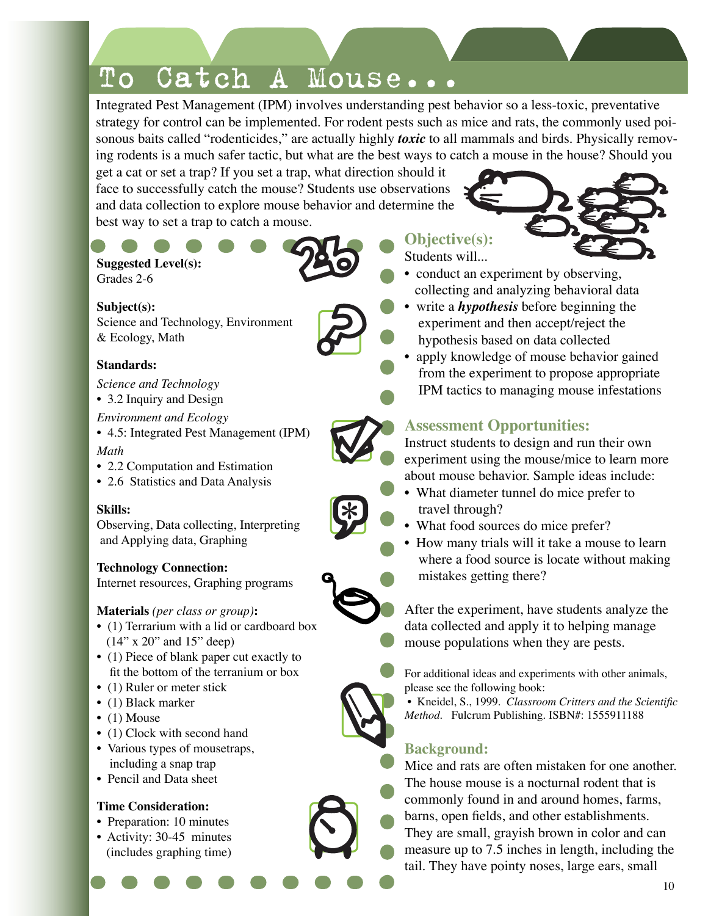# To Catch A Mouse...

Integrated Pest Management (IPM) involves understanding pest behavior so a less-toxic, preventative strategy for control can be implemented. For rodent pests such as mice and rats, the commonly used poisonous baits called "rodenticides," are actually highly ***toxic*** to all mammals and birds. Physically removing rodents is a much safer tactic, but what are the best ways to catch a mouse in the house? Should you get a cat or set a trap? If you set a trap, what direction should it face to successfully catch the mouse? Students use observations and data collection to explore mouse behavior and determine the best way to set a trap to catch a mouse.

**Suggested Level(s):**
Grades 2-6

**Subject(s):**
Science and Technology, Environment & Ecology, Math

**Standards:**

*Science and Technology*
- 3.2 Inquiry and Design

*Environment and Ecology*
- 4.5: Integrated Pest Management (IPM)

*Math*
- 2.2 Computation and Estimation
- 2.6 Statistics and Data Analysis

**Skills:**
Observing, Data collecting, Interpreting and Applying data, Graphing

**Technology Connection:**
Internet resources, Graphing programs

**Materials** *(per class or group)*:
- (1) Terrarium with a lid or cardboard box (14" x 20" and 15" deep)
- (1) Piece of blank paper cut exactly to fit the bottom of the terranium or box
- (1) Ruler or meter stick
- (1) Black marker
- (1) Mouse
- (1) Clock with second hand
- Various types of mousetraps, including a snap trap
- Pencil and Data sheet

**Time Consideration:**
- Preparation: 10 minutes
- Activity: 30-45 minutes (includes graphing time)

## Objective(s):

Students will...
- conduct an experiment by observing, collecting and analyzing behavioral data
- write a ***hypothesis*** before beginning the experiment and then accept/reject the hypothesis based on data collected
- apply knowledge of mouse behavior gained from the experiment to propose appropriate IPM tactics to managing mouse infestations

## Assessment Opportunities:

Instruct students to design and run their own experiment using the mouse/mice to learn more about mouse behavior. Sample ideas include:
- What diameter tunnel do mice prefer to travel through?
- What food sources do mice prefer?
- How many trials will it take a mouse to learn where a food source is locate without making mistakes getting there?

After the experiment, have students analyze the data collected and apply it to helping manage mouse populations when they are pests.

For additional ideas and experiments with other animals, please see the following book:
- Kneidel, S., 1999. *Classroom Critters and the Scientific Method*. Fulcrum Publishing. ISBN#: 1555911188

## Background:

Mice and rats are often mistaken for one another. The house mouse is a nocturnal rodent that is commonly found in and around homes, farms, barns, open fields, and other establishments. They are small, grayish brown in color and can measure up to 7.5 inches in length, including the tail. They have pointy noses, large ears, small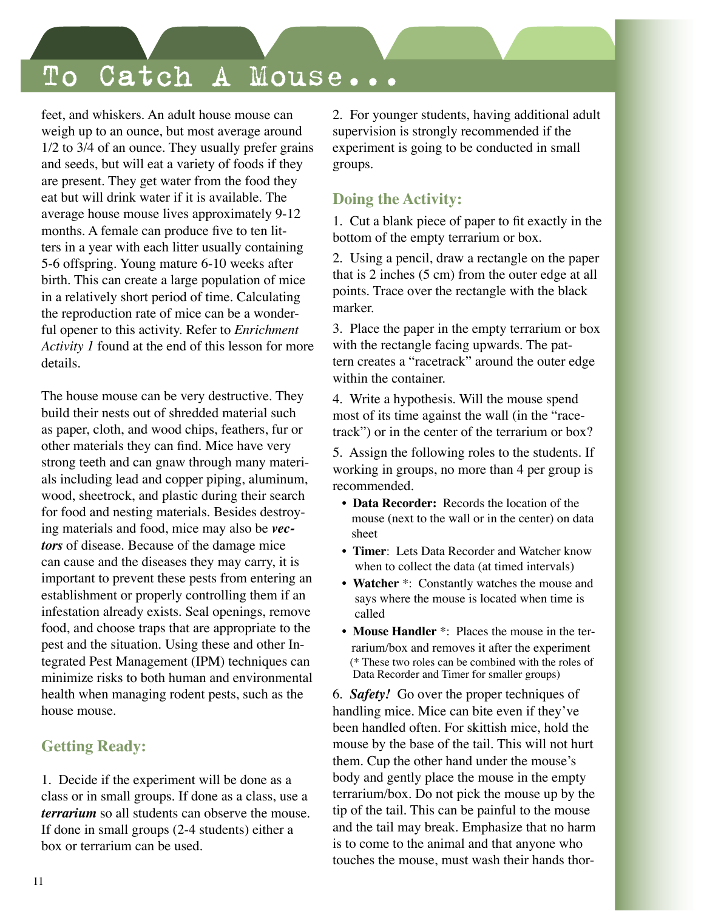feet, and whiskers. An adult house mouse can weigh up to an ounce, but most average around 1/2 to 3/4 of an ounce. They usually prefer grains and seeds, but will eat a variety of foods if they are present. They get water from the food they eat but will drink water if it is available. The average house mouse lives approximately 9-12 months. A female can produce five to ten litters in a year with each litter usually containing 5-6 offspring. Young mature 6-10 weeks after birth. This can create a large population of mice in a relatively short period of time. Calculating the reproduction rate of mice can be a wonderful opener to this activity. Refer to *Enrichment Activity 1* found at the end of this lesson for more details.

The house mouse can be very destructive. They build their nests out of shredded material such as paper, cloth, and wood chips, feathers, fur or other materials they can find. Mice have very strong teeth and can gnaw through many materials including lead and copper piping, aluminum, wood, sheetrock, and plastic during their search for food and nesting materials. Besides destroying materials and food, mice may also be ***vectors*** of disease. Because of the damage mice can cause and the diseases they may carry, it is important to prevent these pests from entering an establishment or properly controlling them if an infestation already exists. Seal openings, remove food, and choose traps that are appropriate to the pest and the situation. Using these and other Integrated Pest Management (IPM) techniques can minimize risks to both human and environmental health when managing rodent pests, such as the house mouse.

## Getting Ready:

1. Decide if the experiment will be done as a class or in small groups. If done as a class, use a ***terrarium*** so all students can observe the mouse. If done in small groups (2-4 students) either a box or terrarium can be used.

2. For younger students, having additional adult supervision is strongly recommended if the experiment is going to be conducted in small groups.

## Doing the Activity:

1. Cut a blank piece of paper to fit exactly in the bottom of the empty terrarium or box.

2. Using a pencil, draw a rectangle on the paper that is 2 inches (5 cm) from the outer edge at all points. Trace over the rectangle with the black marker.

3. Place the paper in the empty terrarium or box with the rectangle facing upwards. The pattern creates a "racetrack" around the outer edge within the container.

4. Write a hypothesis. Will the mouse spend most of its time against the wall (in the "racetrack") or in the center of the terrarium or box?

5. Assign the following roles to the students. If working in groups, no more than 4 per group is recommended.

- **Data Recorder:** Records the location of the mouse (next to the wall or in the center) on data sheet
- **Timer**: Lets Data Recorder and Watcher know when to collect the data (at timed intervals)
- **Watcher** *: Constantly watches the mouse and says where the mouse is located when time is called
- **Mouse Handler** *: Places the mouse in the terrarium/box and removes it after the experiment (* These two roles can be combined with the roles of Data Recorder and Timer for smaller groups)

6. ***Safety!*** Go over the proper techniques of handling mice. Mice can bite even if they've been handled often. For skittish mice, hold the mouse by the base of the tail. This will not hurt them. Cup the other hand under the mouse's body and gently place the mouse in the empty terrarium/box. Do not pick the mouse up by the tip of the tail. This can be painful to the mouse and the tail may break. Emphasize that no harm is to come to the animal and that anyone who touches the mouse, must wash their hands thor-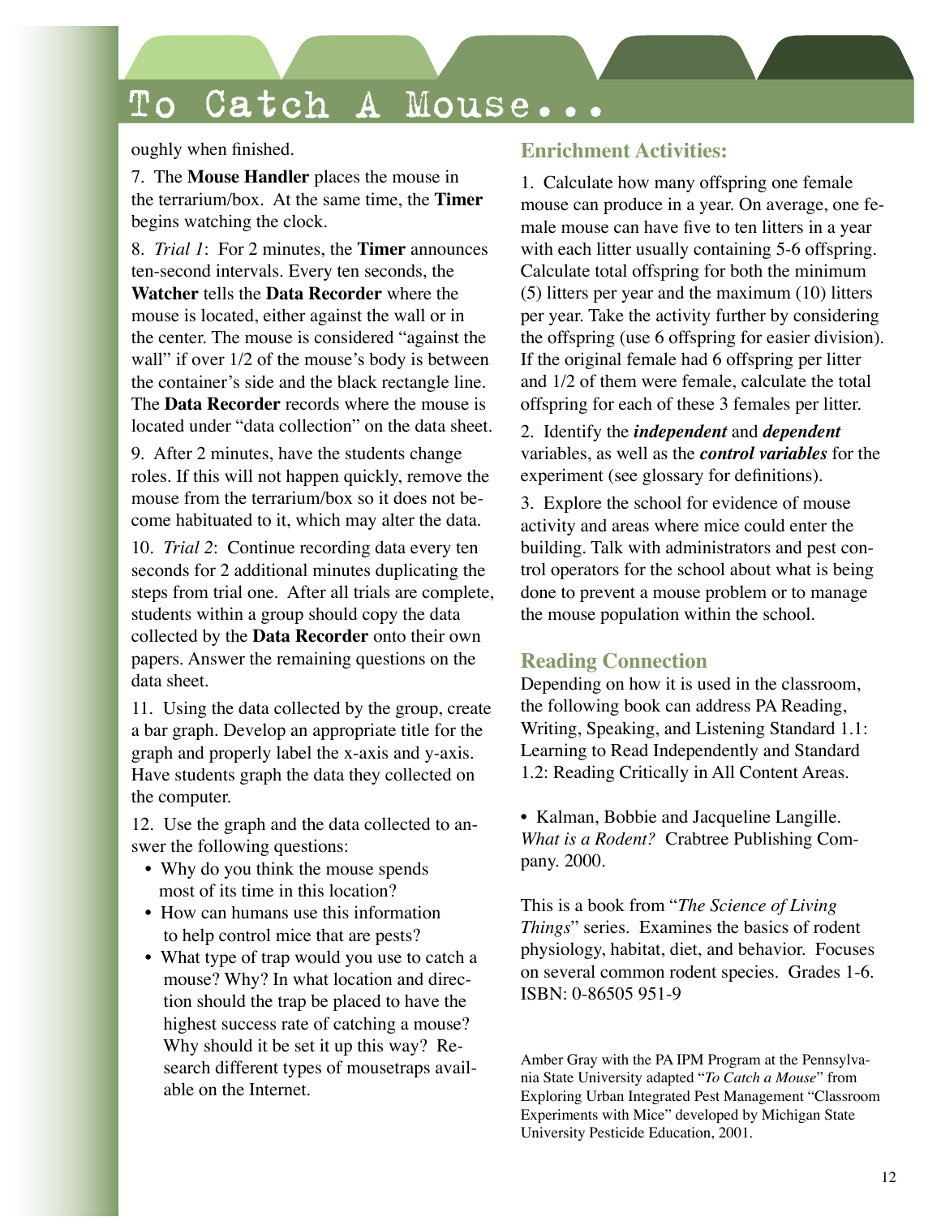oughly when finished.

7. The **Mouse Handler** places the mouse in the terrarium/box. At the same time, the **Timer** begins watching the clock.

8. *Trial 1*: For 2 minutes, the **Timer** announces ten-second intervals. Every ten seconds, the **Watcher** tells the **Data Recorder** where the mouse is located, either against the wall or in the center. The mouse is considered "against the wall" if over 1/2 of the mouse's body is between the container's side and the black rectangle line. The **Data Recorder** records where the mouse is located under "data collection" on the data sheet.

9. After 2 minutes, have the students change roles. If this will not happen quickly, remove the mouse from the terrarium/box so it does not become habituated to it, which may alter the data.

10. *Trial 2*: Continue recording data every ten seconds for 2 additional minutes duplicating the steps from trial one. After all trials are complete, students within a group should copy the data collected by the **Data Recorder** onto their own papers. Answer the remaining questions on the data sheet.

11. Using the data collected by the group, create a bar graph. Develop an appropriate title for the graph and properly label the x-axis and y-axis. Have students graph the data they collected on the computer.

12. Use the graph and the data collected to answer the following questions:

- Why do you think the mouse spends most of its time in this location?
- How can humans use this information to help control mice that are pests?
- What type of trap would you use to catch a mouse? Why? In what location and direction should the trap be placed to have the highest success rate of catching a mouse? Why should it be set it up this way? Research different types of mousetraps available on the Internet.

## Enrichment Activities:

1. Calculate how many offspring one female mouse can produce in a year. On average, one female mouse can have five to ten litters in a year with each litter usually containing 5-6 offspring. Calculate total offspring for both the minimum (5) litters per year and the maximum (10) litters per year. Take the activity further by considering the offspring (use 6 offspring for easier division). If the original female had 6 offspring per litter and 1/2 of them were female, calculate the total offspring for each of these 3 females per litter.

2. Identify the ***independent*** and ***dependent*** variables, as well as the ***control variables*** for the experiment (see glossary for definitions).

3. Explore the school for evidence of mouse activity and areas where mice could enter the building. Talk with administrators and pest control operators for the school about what is being done to prevent a mouse problem or to manage the mouse population within the school.

## Reading Connection

Depending on how it is used in the classroom, the following book can address PA Reading, Writing, Speaking, and Listening Standard 1.1: Learning to Read Independently and Standard 1.2: Reading Critically in All Content Areas.

- Kalman, Bobbie and Jacqueline Langille. *What is a Rodent?* Crabtree Publishing Company. 2000.

This is a book from "*The Science of Living Things*" series. Examines the basics of rodent physiology, habitat, diet, and behavior. Focuses on several common rodent species. Grades 1-6. ISBN: 0-86505 951-9

Amber Gray with the PA IPM Program at the Pennsylvania State University adapted "*To Catch a Mouse*" from Exploring Urban Integrated Pest Management "Classroom Experiments with Mice" developed by Michigan State University Pesticide Education, 2001.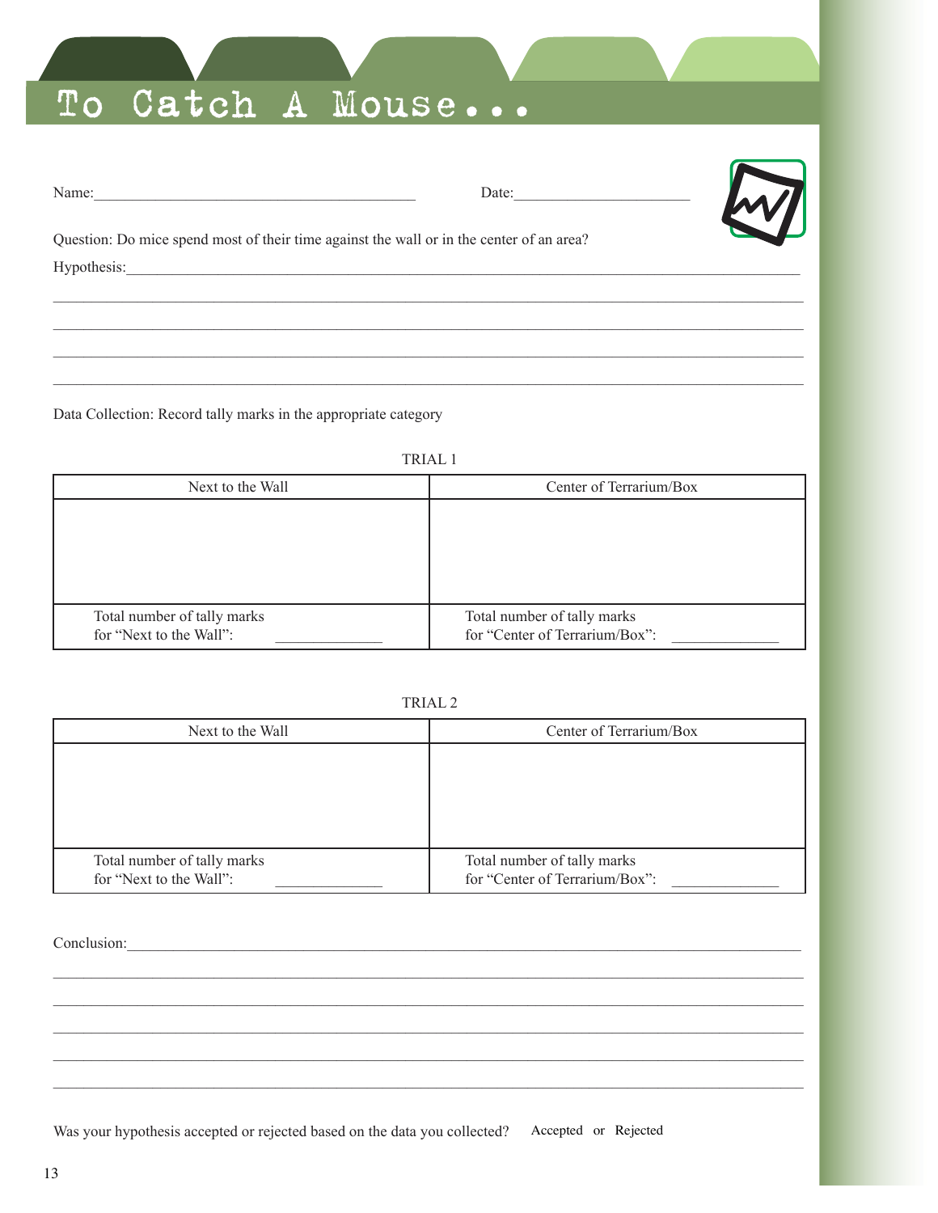# To Catch A Mouse...

Name:_________________________________________ Date:______________________

Question: Do mice spend most of their time against the wall or in the center of an area?

Hypothesis:__________________________________________________________________________________

_____________________________________________________________________________________________

_____________________________________________________________________________________________

_____________________________________________________________________________________________

_____________________________________________________________________________________________

Data Collection: Record tally marks in the appropriate category

TRIAL 1

| Next to the Wall | Center of Terrarium/Box |
|---|---|
| | |
| Total number of tally marks for "Next to the Wall": _____________ | Total number of tally marks for "Center of Terrarium/Box": _____________ |

TRIAL 2

| Next to the Wall | Center of Terrarium/Box |
|---|---|
| | |
| Total number of tally marks for "Next to the Wall": _____________ | Total number of tally marks for "Center of Terrarium/Box": _____________ |

Conclusion:__________________________________________________________________________________

_____________________________________________________________________________________________

_____________________________________________________________________________________________

_____________________________________________________________________________________________

_____________________________________________________________________________________________

_____________________________________________________________________________________________

Was your hypothesis accepted or rejected based on the data you collected? Accepted or Rejected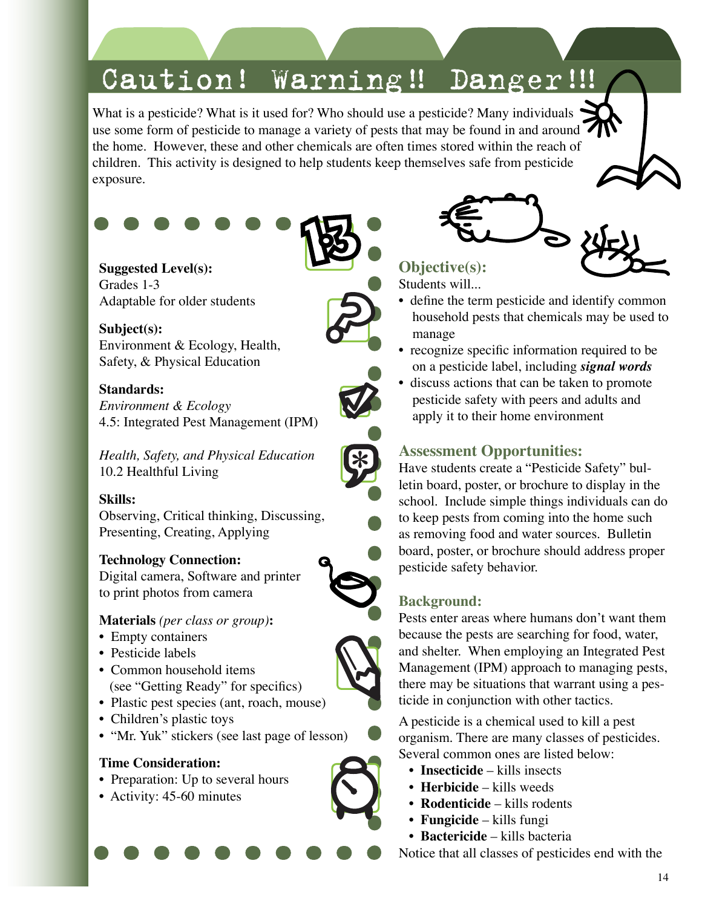# Caution! Warning!! Danger!!!

What is a pesticide? What is it used for? Who should use a pesticide? Many individuals use some form of pesticide to manage a variety of pests that may be found in and around the home. However, these and other chemicals are often times stored within the reach of children. This activity is designed to help students keep themselves safe from pesticide exposure.

**Suggested Level(s):**
Grades 1-3
Adaptable for older students

**Subject(s):**
Environment & Ecology, Health, Safety, & Physical Education

**Standards:**
*Environment & Ecology*
4.5: Integrated Pest Management (IPM)

*Health, Safety, and Physical Education*
10.2 Healthful Living

**Skills:**
Observing, Critical thinking, Discussing, Presenting, Creating, Applying

**Technology Connection:**
Digital camera, Software and printer to print photos from camera

**Materials** *(per class or group)***:**
- Empty containers
- Pesticide labels
- Common household items (see "Getting Ready" for specifics)
- Plastic pest species (ant, roach, mouse)
- Children's plastic toys
- "Mr. Yuk" stickers (see last page of lesson)

**Time Consideration:**
- Preparation: Up to several hours
- Activity: 45-60 minutes

## Objective(s):

Students will...
- define the term pesticide and identify common household pests that chemicals may be used to manage
- recognize specific information required to be on a pesticide label, including ***signal words***
- discuss actions that can be taken to promote pesticide safety with peers and adults and apply it to their home environment

## Assessment Opportunities:

Have students create a "Pesticide Safety" bulletin board, poster, or brochure to display in the school. Include simple things individuals can do to keep pests from coming into the home such as removing food and water sources. Bulletin board, poster, or brochure should address proper pesticide safety behavior.

## Background:

Pests enter areas where humans don't want them because the pests are searching for food, water, and shelter. When employing an Integrated Pest Management (IPM) approach to managing pests, there may be situations that warrant using a pesticide in conjunction with other tactics.

A pesticide is a chemical used to kill a pest organism. There are many classes of pesticides. Several common ones are listed below:
- **Insecticide** – kills insects
- **Herbicide** – kills weeds
- **Rodenticide** – kills rodents
- **Fungicide** – kills fungi
- **Bactericide** – kills bacteria

Notice that all classes of pesticides end with the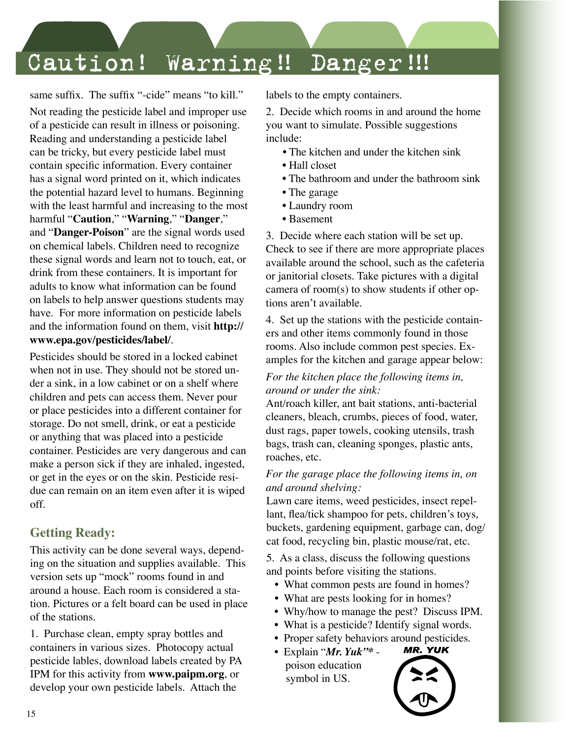# Caution! Warning!! Danger!!!

same suffix. The suffix "-cide" means "to kill."

Not reading the pesticide label and improper use of a pesticide can result in illness or poisoning. Reading and understanding a pesticide label can be tricky, but every pesticide label must contain specific information. Every container has a signal word printed on it, which indicates the potential hazard level to humans. Beginning with the least harmful and increasing to the most harmful "**Caution**," "**Warning**," "**Danger**," and "**Danger-Poison**" are the signal words used on chemical labels. Children need to recognize these signal words and learn not to touch, eat, or drink from these containers. It is important for adults to know what information can be found on labels to help answer questions students may have. For more information on pesticide labels and the information found on them, visit **http://www.epa.gov/pesticides/label/**.

Pesticides should be stored in a locked cabinet when not in use. They should not be stored under a sink, in a low cabinet or on a shelf where children and pets can access them. Never pour or place pesticides into a different container for storage. Do not smell, drink, or eat a pesticide or anything that was placed into a pesticide container. Pesticides are very dangerous and can make a person sick if they are inhaled, ingested, or get in the eyes or on the skin. Pesticide residue can remain on an item even after it is wiped off.

## Getting Ready:

This activity can be done several ways, depending on the situation and supplies available. This version sets up "mock" rooms found in and around a house. Each room is considered a station. Pictures or a felt board can be used in place of the stations.

1. Purchase clean, empty spray bottles and containers in various sizes. Photocopy actual pesticide lables, download labels created by PA IPM for this activity from **www.paipm.org**, or develop your own pesticide labels. Attach the labels to the empty containers.

2. Decide which rooms in and around the home you want to simulate. Possible suggestions include:
   - The kitchen and under the kitchen sink
   - Hall closet
   - The bathroom and under the bathroom sink
   - The garage
   - Laundry room
   - Basement

3. Decide where each station will be set up. Check to see if there are more appropriate places available around the school, such as the cafeteria or janitorial closets. Take pictures with a digital camera of room(s) to show students if other options aren't available.

4. Set up the stations with the pesticide containers and other items commonly found in those rooms. Also include common pest species. Examples for the kitchen and garage appear below:

*For the kitchen place the following items in, around or under the sink:*
Ant/roach killer, ant bait stations, anti-bacterial cleaners, bleach, crumbs, pieces of food, water, dust rags, paper towels, cooking utensils, trash bags, trash can, cleaning sponges, plastic ants, roaches, etc.

*For the garage place the following items in, on and around shelving:*
Lawn care items, weed pesticides, insect repellant, flea/tick shampoo for pets, children's toys, buckets, gardening equipment, garbage can, dog/cat food, recycling bin, plastic mouse/rat, etc.

5. As a class, discuss the following questions and points before visiting the stations.
   - What common pests are found in homes?
   - What are pests looking for in homes?
   - Why/how to manage the pest? Discuss IPM.
   - What is a pesticide? Identify signal words.
   - Proper safety behaviors around pesticides.
   - Explain "***Mr. Yuk***"* - poison education symbol in US.

MR. YUK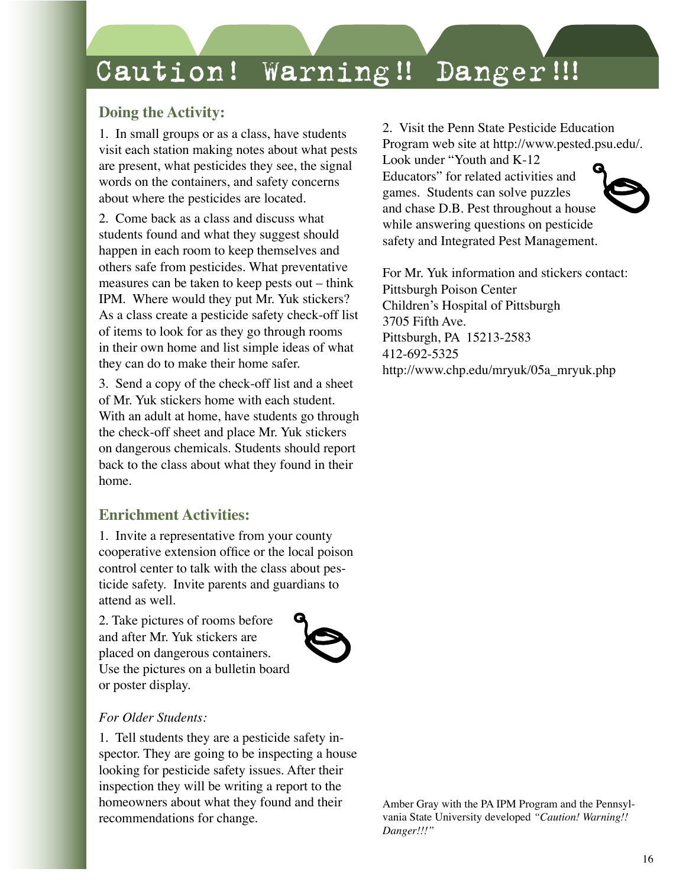# Caution! Warning!! Danger!!!

## Doing the Activity:

1. In small groups or as a class, have students visit each station making notes about what pests are present, what pesticides they see, the signal words on the containers, and safety concerns about where the pesticides are located.

2. Come back as a class and discuss what students found and what they suggest should happen in each room to keep themselves and others safe from pesticides. What preventative measures can be taken to keep pests out – think IPM. Where would they put Mr. Yuk stickers? As a class create a pesticide safety check-off list of items to look for as they go through rooms in their own home and list simple ideas of what they can do to make their home safer.

3. Send a copy of the check-off list and a sheet of Mr. Yuk stickers home with each student. With an adult at home, have students go through the check-off sheet and place Mr. Yuk stickers on dangerous chemicals. Students should report back to the class about what they found in their home.

## Enrichment Activities:

1. Invite a representative from your county cooperative extension office or the local poison control center to talk with the class about pesticide safety. Invite parents and guardians to attend as well.

2. Take pictures of rooms before and after Mr. Yuk stickers are placed on dangerous containers. Use the pictures on a bulletin board or poster display.

*For Older Students:*

1. Tell students they are a pesticide safety inspector. They are going to be inspecting a house looking for pesticide safety issues. After their inspection they will be writing a report to the homeowners about what they found and their recommendations for change.

2. Visit the Penn State Pesticide Education Program web site at http://www.pested.psu.edu/. Look under "Youth and K-12 Educators" for related activities and games. Students can solve puzzles and chase D.B. Pest throughout a house while answering questions on pesticide safety and Integrated Pest Management.

For Mr. Yuk information and stickers contact:
Pittsburgh Poison Center
Children's Hospital of Pittsburgh
3705 Fifth Ave.
Pittsburgh, PA 15213-2583
412-692-5325
http://www.chp.edu/mryuk/05a_mryuk.php

Amber Gray with the PA IPM Program and the Pennsylvania State University developed *"Caution! Warning!! Danger!!!"*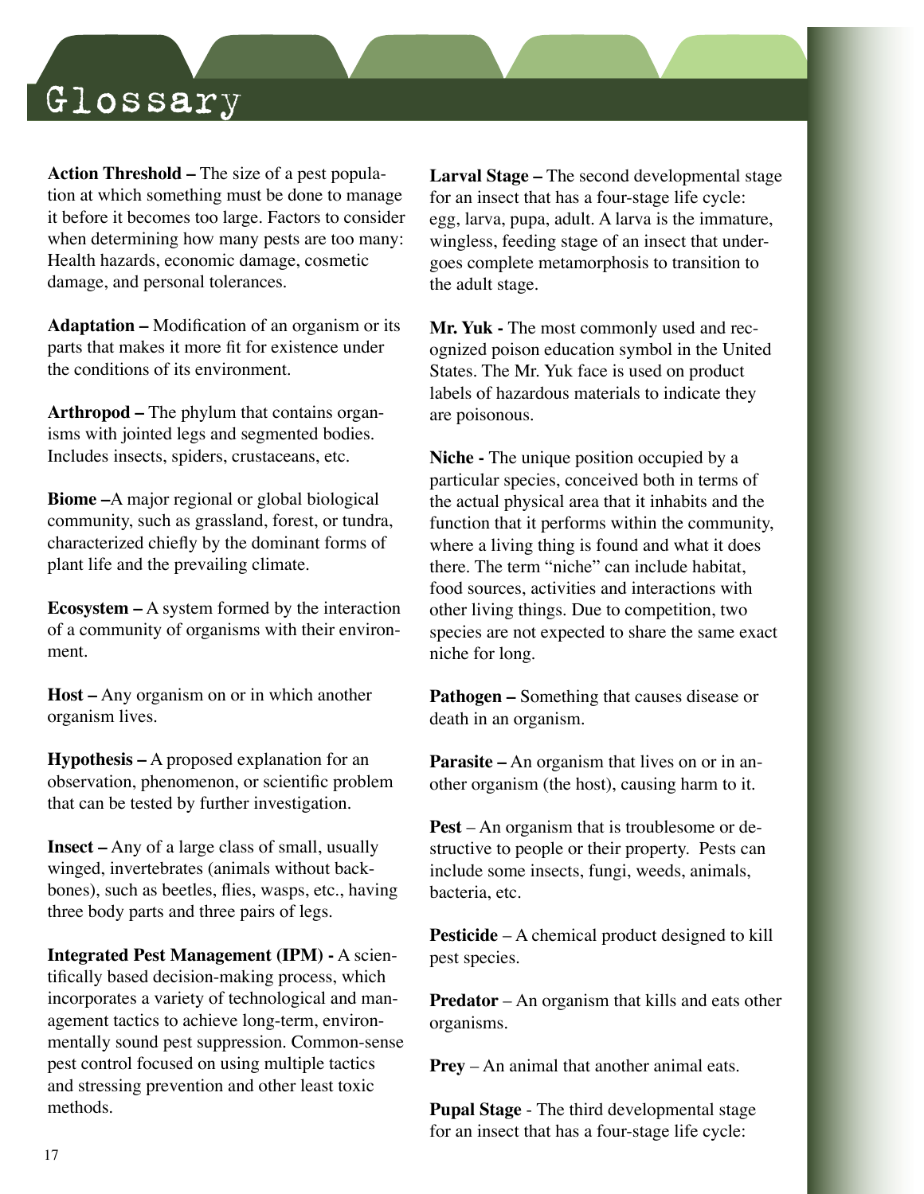# Glossary

**Action Threshold –** The size of a pest population at which something must be done to manage it before it becomes too large. Factors to consider when determining how many pests are too many: Health hazards, economic damage, cosmetic damage, and personal tolerances.

**Adaptation –** Modification of an organism or its parts that makes it more fit for existence under the conditions of its environment.

**Arthropod –** The phylum that contains organisms with jointed legs and segmented bodies. Includes insects, spiders, crustaceans, etc.

**Biome –**A major regional or global biological community, such as grassland, forest, or tundra, characterized chiefly by the dominant forms of plant life and the prevailing climate.

**Ecosystem –** A system formed by the interaction of a community of organisms with their environment.

**Host –** Any organism on or in which another organism lives.

**Hypothesis –** A proposed explanation for an observation, phenomenon, or scientific problem that can be tested by further investigation.

**Insect –** Any of a large class of small, usually winged, invertebrates (animals without backbones), such as beetles, flies, wasps, etc., having three body parts and three pairs of legs.

**Integrated Pest Management (IPM) -** A scientifically based decision-making process, which incorporates a variety of technological and management tactics to achieve long-term, environmentally sound pest suppression. Common-sense pest control focused on using multiple tactics and stressing prevention and other least toxic methods.

**Larval Stage –** The second developmental stage for an insect that has a four-stage life cycle: egg, larva, pupa, adult. A larva is the immature, wingless, feeding stage of an insect that undergoes complete metamorphosis to transition to the adult stage.

**Mr. Yuk -** The most commonly used and recognized poison education symbol in the United States. The Mr. Yuk face is used on product labels of hazardous materials to indicate they are poisonous.

**Niche -** The unique position occupied by a particular species, conceived both in terms of the actual physical area that it inhabits and the function that it performs within the community, where a living thing is found and what it does there. The term “niche” can include habitat, food sources, activities and interactions with other living things. Due to competition, two species are not expected to share the same exact niche for long.

**Pathogen –** Something that causes disease or death in an organism.

**Parasite –** An organism that lives on or in another organism (the host), causing harm to it.

**Pest** – An organism that is troublesome or destructive to people or their property. Pests can include some insects, fungi, weeds, animals, bacteria, etc.

**Pesticide** – A chemical product designed to kill pest species.

**Predator** – An organism that kills and eats other organisms.

**Prey** – An animal that another animal eats.

**Pupal Stage** - The third developmental stage for an insect that has a four-stage life cycle: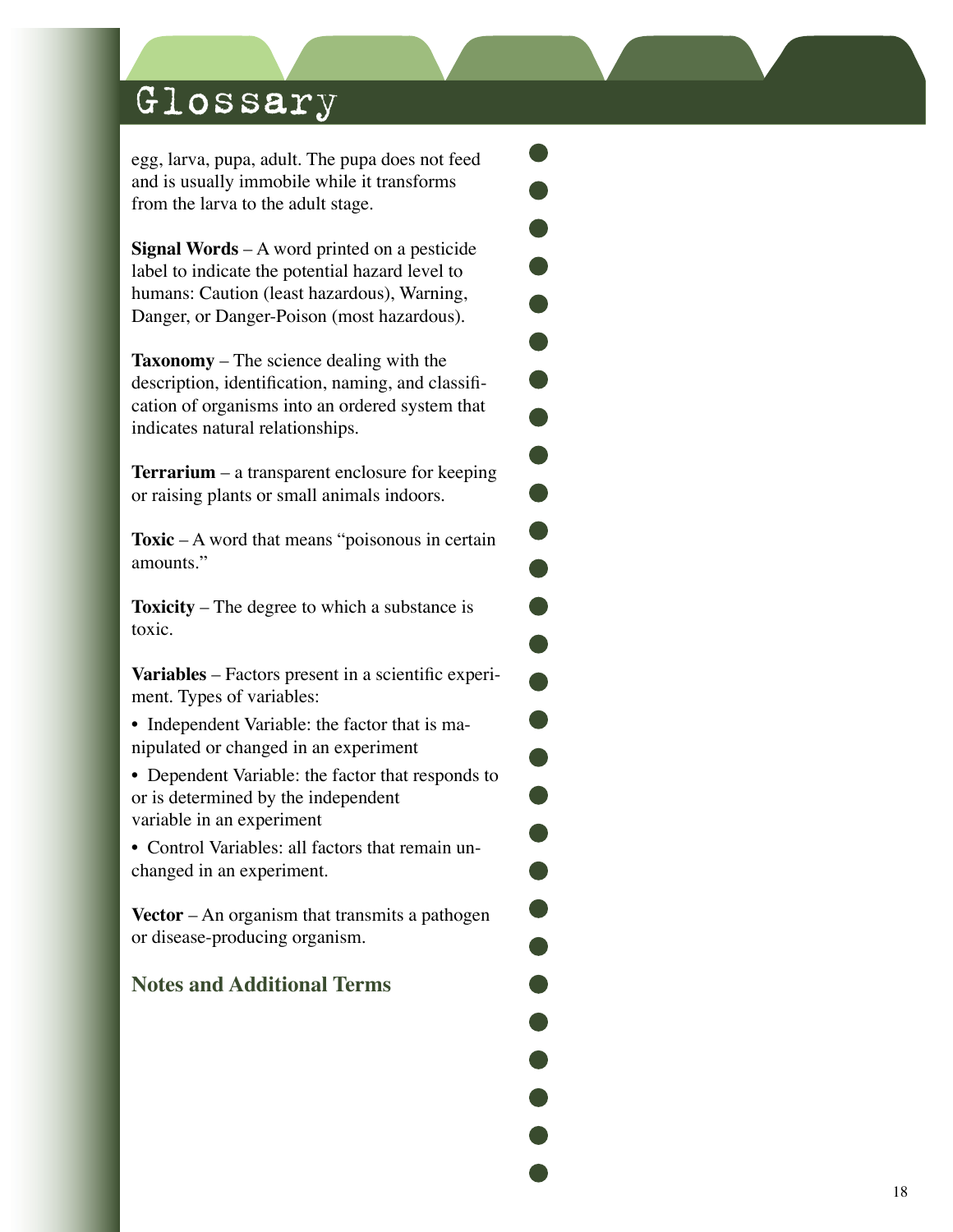# Glossary

egg, larva, pupa, adult. The pupa does not feed and is usually immobile while it transforms from the larva to the adult stage.

**Signal Words** – A word printed on a pesticide label to indicate the potential hazard level to humans: Caution (least hazardous), Warning, Danger, or Danger-Poison (most hazardous).

**Taxonomy** – The science dealing with the description, identification, naming, and classification of organisms into an ordered system that indicates natural relationships.

**Terrarium** – a transparent enclosure for keeping or raising plants or small animals indoors.

**Toxic** – A word that means "poisonous in certain amounts."

**Toxicity** – The degree to which a substance is toxic.

**Variables** – Factors present in a scientific experiment. Types of variables:

- Independent Variable: the factor that is manipulated or changed in an experiment
- Dependent Variable: the factor that responds to or is determined by the independent variable in an experiment
- Control Variables: all factors that remain unchanged in an experiment.

**Vector** – An organism that transmits a pathogen or disease-producing organism.

## Notes and Additional Terms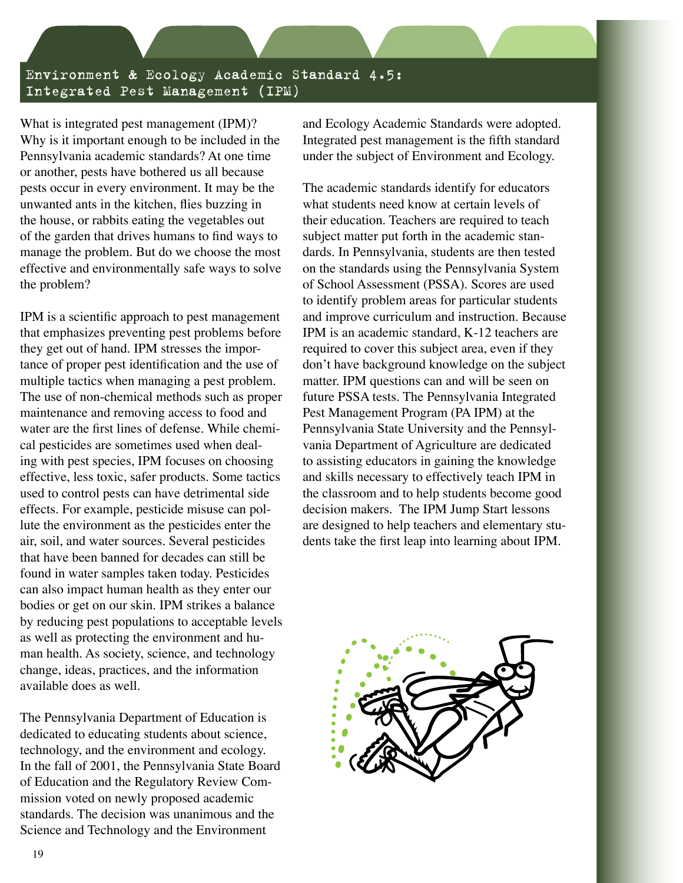# Environment & Ecology Academic Standard 4.5: Integrated Pest Management (IPM)

What is integrated pest management (IPM)? Why is it important enough to be included in the Pennsylvania academic standards? At one time or another, pests have bothered us all because pests occur in every environment. It may be the unwanted ants in the kitchen, flies buzzing in the house, or rabbits eating the vegetables out of the garden that drives humans to find ways to manage the problem. But do we choose the most effective and environmentally safe ways to solve the problem?

IPM is a scientific approach to pest management that emphasizes preventing pest problems before they get out of hand. IPM stresses the importance of proper pest identification and the use of multiple tactics when managing a pest problem. The use of non-chemical methods such as proper maintenance and removing access to food and water are the first lines of defense. While chemical pesticides are sometimes used when dealing with pest species, IPM focuses on choosing effective, less toxic, safer products. Some tactics used to control pests can have detrimental side effects. For example, pesticide misuse can pollute the environment as the pesticides enter the air, soil, and water sources. Several pesticides that have been banned for decades can still be found in water samples taken today. Pesticides can also impact human health as they enter our bodies or get on our skin. IPM strikes a balance by reducing pest populations to acceptable levels as well as protecting the environment and human health. As society, science, and technology change, ideas, practices, and the information available does as well.

The Pennsylvania Department of Education is dedicated to educating students about science, technology, and the environment and ecology. In the fall of 2001, the Pennsylvania State Board of Education and the Regulatory Review Commission voted on newly proposed academic standards. The decision was unanimous and the Science and Technology and the Environment and Ecology Academic Standards were adopted. Integrated pest management is the fifth standard under the subject of Environment and Ecology.

The academic standards identify for educators what students need know at certain levels of their education. Teachers are required to teach subject matter put forth in the academic standards. In Pennsylvania, students are then tested on the standards using the Pennsylvania System of School Assessment (PSSA). Scores are used to identify problem areas for particular students and improve curriculum and instruction. Because IPM is an academic standard, K-12 teachers are required to cover this subject area, even if they don't have background knowledge on the subject matter. IPM questions can and will be seen on future PSSA tests. The Pennsylvania Integrated Pest Management Program (PA IPM) at the Pennsylvania State University and the Pennsylvania Department of Agriculture are dedicated to assisting educators in gaining the knowledge and skills necessary to effectively teach IPM in the classroom and to help students become good decision makers. The IPM Jump Start lessons are designed to help teachers and elementary students take the first leap into learning about IPM.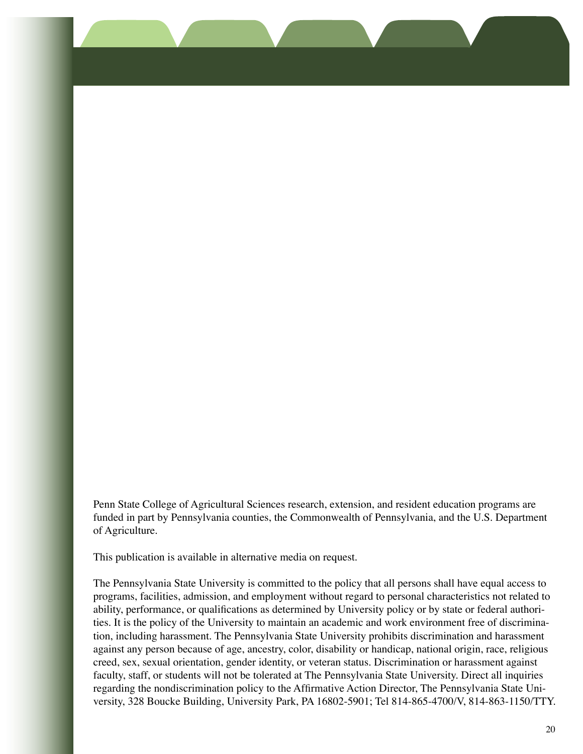Penn State College of Agricultural Sciences research, extension, and resident education programs are funded in part by Pennsylvania counties, the Commonwealth of Pennsylvania, and the U.S. Department of Agriculture.

This publication is available in alternative media on request.

The Pennsylvania State University is committed to the policy that all persons shall have equal access to programs, facilities, admission, and employment without regard to personal characteristics not related to ability, performance, or qualifications as determined by University policy or by state or federal authorities. It is the policy of the University to maintain an academic and work environment free of discrimination, including harassment. The Pennsylvania State University prohibits discrimination and harassment against any person because of age, ancestry, color, disability or handicap, national origin, race, religious creed, sex, sexual orientation, gender identity, or veteran status. Discrimination or harassment against faculty, staff, or students will not be tolerated at The Pennsylvania State University. Direct all inquiries regarding the nondiscrimination policy to the Affirmative Action Director, The Pennsylvania State University, 328 Boucke Building, University Park, PA 16802-5901; Tel 814-865-4700/V, 814-863-1150/TTY.